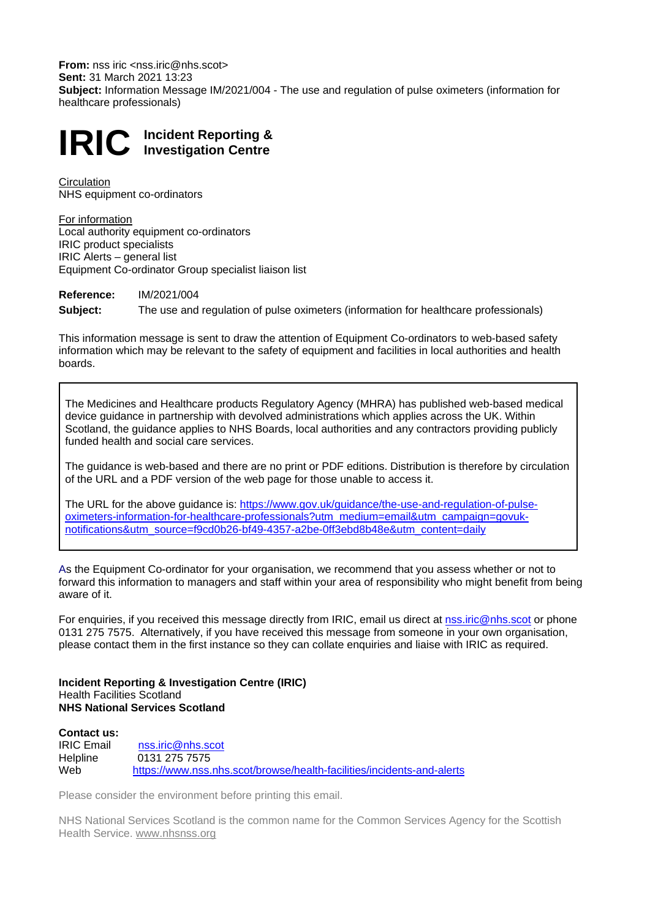**From:** nss iric <nss.iric@nhs.scot>
**Sent:** 31 March 2021 13:23
**Subject:** Information Message IM/2021/004 - The use and regulation of pulse oximeters (information for healthcare professionals)

# IRIC Incident Reporting & Investigation Centre

Circulation
NHS equipment co-ordinators

For information
Local authority equipment co-ordinators
IRIC product specialists
IRIC Alerts – general list
Equipment Co-ordinator Group specialist liaison list

**Reference:** IM/2021/004

**Subject:** The use and regulation of pulse oximeters (information for healthcare professionals)

This information message is sent to draw the attention of Equipment Co-ordinators to web-based safety information which may be relevant to the safety of equipment and facilities in local authorities and health boards.

The Medicines and Healthcare products Regulatory Agency (MHRA) has published web-based medical device guidance in partnership with devolved administrations which applies across the UK. Within Scotland, the guidance applies to NHS Boards, local authorities and any contractors providing publicly funded health and social care services.

The guidance is web-based and there are no print or PDF editions. Distribution is therefore by circulation of the URL and a PDF version of the web page for those unable to access it.

The URL for the above guidance is: https://www.gov.uk/guidance/the-use-and-regulation-of-pulse-oximeters-information-for-healthcare-professionals?utm_medium=email&utm_campaign=govuk-notifications&utm_source=f9cd0b26-bf49-4357-a2be-0ff3ebd8b48e&utm_content=daily

As the Equipment Co-ordinator for your organisation, we recommend that you assess whether or not to forward this information to managers and staff within your area of responsibility who might benefit from being aware of it.

For enquiries, if you received this message directly from IRIC, email us direct at nss.iric@nhs.scot or phone 0131 275 7575. Alternatively, if you have received this message from someone in your own organisation, please contact them in the first instance so they can collate enquiries and liaise with IRIC as required.

**Incident Reporting & Investigation Centre (IRIC)**
Health Facilities Scotland
**NHS National Services Scotland**

**Contact us:**
IRIC Email nss.iric@nhs.scot
Helpline 0131 275 7575
Web https://www.nss.nhs.scot/browse/health-facilities/incidents-and-alerts

Please consider the environment before printing this email.

NHS National Services Scotland is the common name for the Common Services Agency for the Scottish Health Service. www.nhsnss.org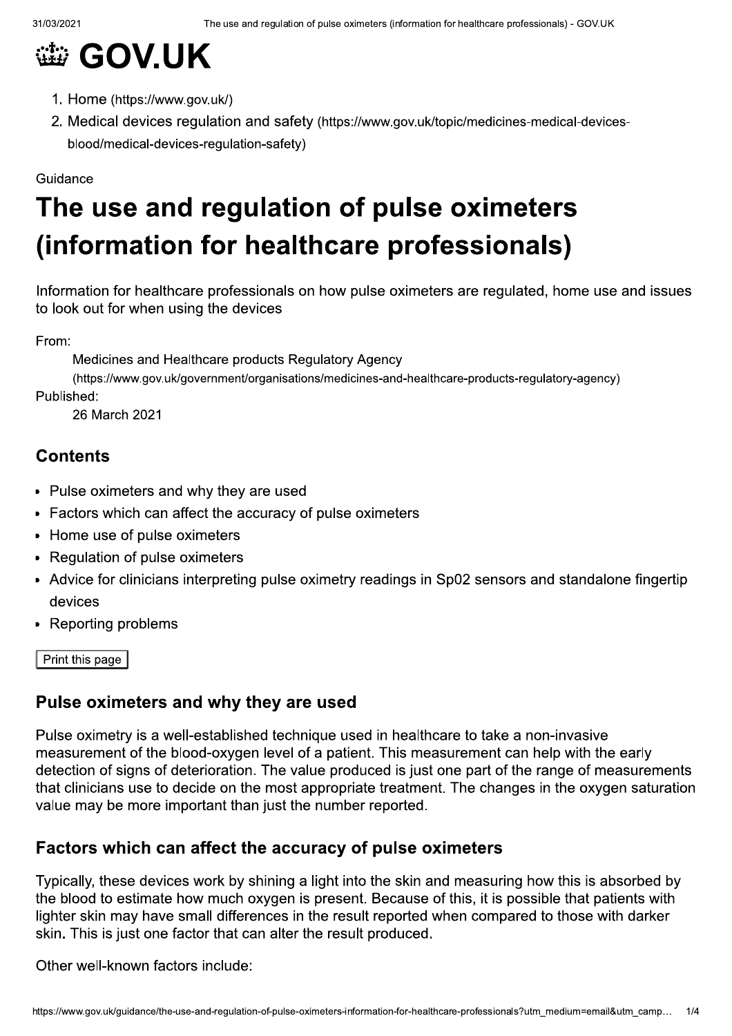# GOV.UK

1. Home (https://www.gov.uk/)
2. Medical devices regulation and safety (https://www.gov.uk/topic/medicines-medical-devices-blood/medical-devices-regulation-safety)

Guidance

# The use and regulation of pulse oximeters (information for healthcare professionals)

Information for healthcare professionals on how pulse oximeters are regulated, home use and issues to look out for when using the devices

From:
Medicines and Healthcare products Regulatory Agency (https://www.gov.uk/government/organisations/medicines-and-healthcare-products-regulatory-agency)

Published:
26 March 2021

## Contents

- Pulse oximeters and why they are used
- Factors which can affect the accuracy of pulse oximeters
- Home use of pulse oximeters
- Regulation of pulse oximeters
- Advice for clinicians interpreting pulse oximetry readings in Sp02 sensors and standalone fingertip devices
- Reporting problems

Print this page

## Pulse oximeters and why they are used

Pulse oximetry is a well-established technique used in healthcare to take a non-invasive measurement of the blood-oxygen level of a patient. This measurement can help with the early detection of signs of deterioration. The value produced is just one part of the range of measurements that clinicians use to decide on the most appropriate treatment. The changes in the oxygen saturation value may be more important than just the number reported.

## Factors which can affect the accuracy of pulse oximeters

Typically, these devices work by shining a light into the skin and measuring how this is absorbed by the blood to estimate how much oxygen is present. Because of this, it is possible that patients with lighter skin may have small differences in the result reported when compared to those with darker skin. This is just one factor that can alter the result produced.

Other well-known factors include: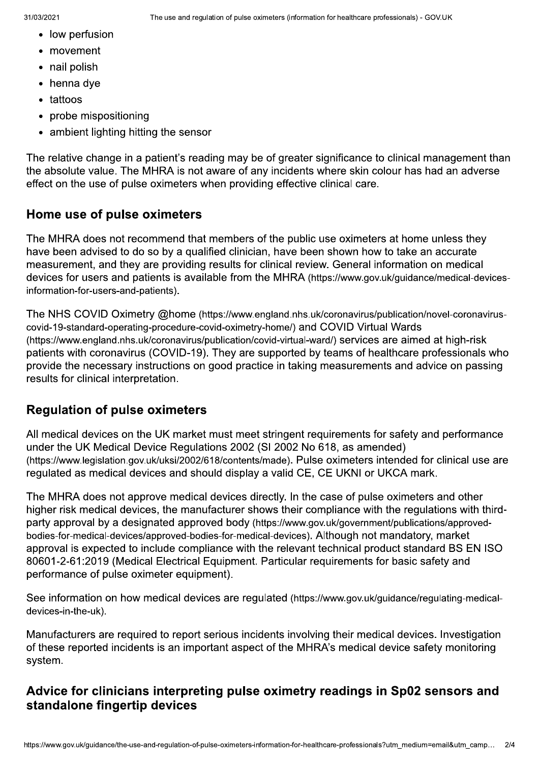- low perfusion
- movement
- nail polish
- henna dye
- tattoos
- probe mispositioning
- ambient lighting hitting the sensor

The relative change in a patient's reading may be of greater significance to clinical management than the absolute value. The MHRA is not aware of any incidents where skin colour has had an adverse effect on the use of pulse oximeters when providing effective clinical care.

## Home use of pulse oximeters

The MHRA does not recommend that members of the public use oximeters at home unless they have been advised to do so by a qualified clinician, have been shown how to take an accurate measurement, and they are providing results for clinical review. General information on medical devices for users and patients is available from the MHRA (https://www.gov.uk/guidance/medical-devices-information-for-users-and-patients).

The NHS COVID Oximetry @home (https://www.england.nhs.uk/coronavirus/publication/novel-coronavirus-covid-19-standard-operating-procedure-covid-oximetry-home/) and COVID Virtual Wards (https://www.england.nhs.uk/coronavirus/publication/covid-virtual-ward/) services are aimed at high-risk patients with coronavirus (COVID-19). They are supported by teams of healthcare professionals who provide the necessary instructions on good practice in taking measurements and advice on passing results for clinical interpretation.

## Regulation of pulse oximeters

All medical devices on the UK market must meet stringent requirements for safety and performance under the UK Medical Device Regulations 2002 (SI 2002 No 618, as amended) (https://www.legislation.gov.uk/uksi/2002/618/contents/made). Pulse oximeters intended for clinical use are regulated as medical devices and should display a valid CE, CE UKNI or UKCA mark.

The MHRA does not approve medical devices directly. In the case of pulse oximeters and other higher risk medical devices, the manufacturer shows their compliance with the regulations with third-party approval by a designated approved body (https://www.gov.uk/government/publications/approved-bodies-for-medical-devices/approved-bodies-for-medical-devices). Although not mandatory, market approval is expected to include compliance with the relevant technical product standard BS EN ISO 80601-2-61:2019 (Medical Electrical Equipment. Particular requirements for basic safety and performance of pulse oximeter equipment).

See information on how medical devices are regulated (https://www.gov.uk/guidance/regulating-medical-devices-in-the-uk).

Manufacturers are required to report serious incidents involving their medical devices. Investigation of these reported incidents is an important aspect of the MHRA's medical device safety monitoring system.

## Advice for clinicians interpreting pulse oximetry readings in Sp02 sensors and standalone fingertip devices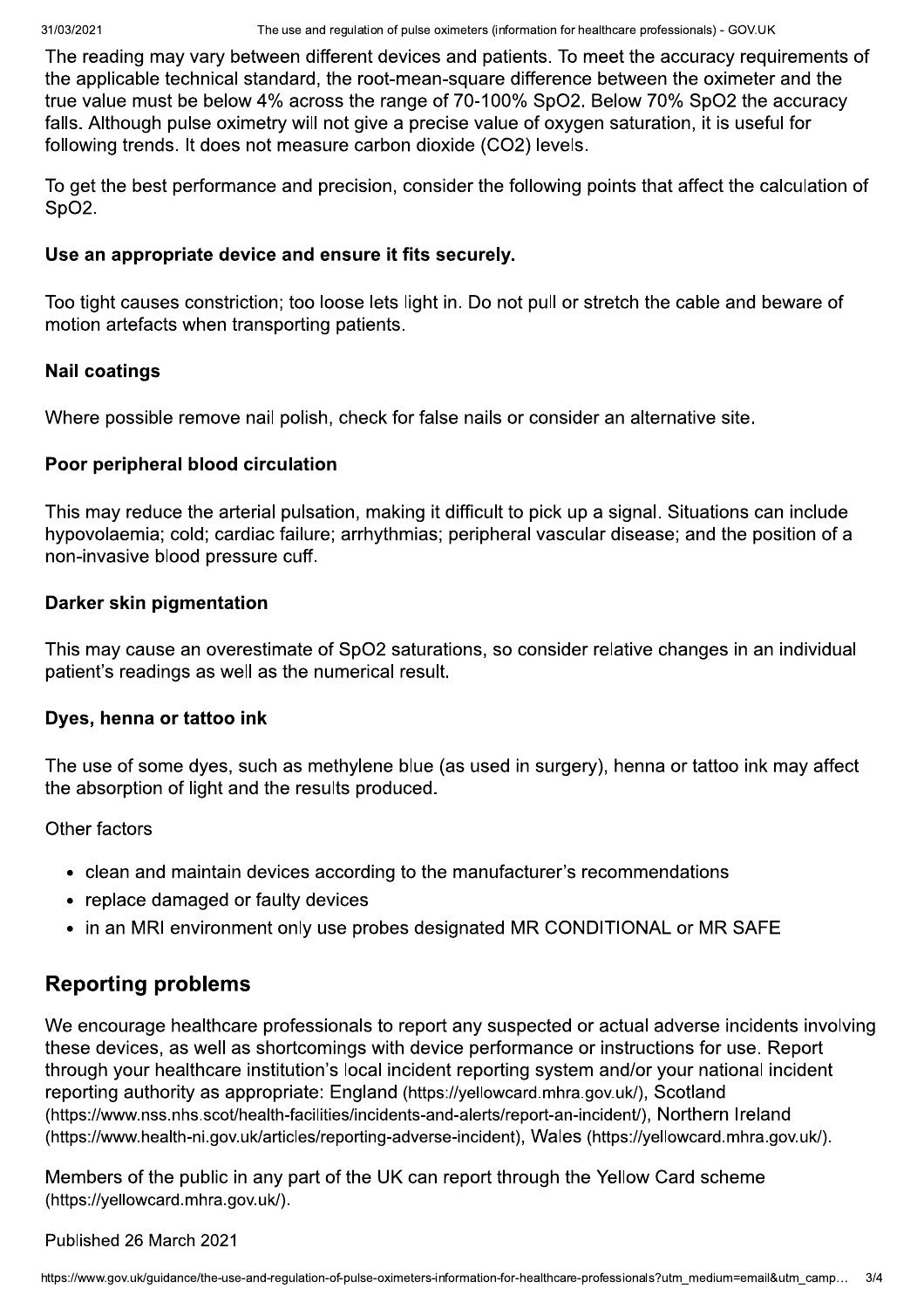The reading may vary between different devices and patients. To meet the accuracy requirements of the applicable technical standard, the root-mean-square difference between the oximeter and the true value must be below 4% across the range of 70-100% SpO2. Below 70% SpO2 the accuracy falls. Although pulse oximetry will not give a precise value of oxygen saturation, it is useful for following trends. It does not measure carbon dioxide ($CO_2$) levels.

To get the best performance and precision, consider the following points that affect the calculation of SpO2.

**Use an appropriate device and ensure it fits securely.**

Too tight causes constriction; too loose lets light in. Do not pull or stretch the cable and beware of motion artefacts when transporting patients.

**Nail coatings**

Where possible remove nail polish, check for false nails or consider an alternative site.

**Poor peripheral blood circulation**

This may reduce the arterial pulsation, making it difficult to pick up a signal. Situations can include hypovolaemia; cold; cardiac failure; arrhythmias; peripheral vascular disease; and the position of a non-invasive blood pressure cuff.

**Darker skin pigmentation**

This may cause an overestimate of SpO2 saturations, so consider relative changes in an individual patient's readings as well as the numerical result.

**Dyes, henna or tattoo ink**

The use of some dyes, such as methylene blue (as used in surgery), henna or tattoo ink may affect the absorption of light and the results produced.

Other factors

- clean and maintain devices according to the manufacturer's recommendations
- replace damaged or faulty devices
- in an MRI environment only use probes designated MR CONDITIONAL or MR SAFE

## Reporting problems

We encourage healthcare professionals to report any suspected or actual adverse incidents involving these devices, as well as shortcomings with device performance or instructions for use. Report through your healthcare institution's local incident reporting system and/or your national incident reporting authority as appropriate: England (https://yellowcard.mhra.gov.uk/), Scotland (https://www.nss.nhs.scot/health-facilities/incidents-and-alerts/report-an-incident/), Northern Ireland (https://www.health-ni.gov.uk/articles/reporting-adverse-incident), Wales (https://yellowcard.mhra.gov.uk/).

Members of the public in any part of the UK can report through the Yellow Card scheme (https://yellowcard.mhra.gov.uk/).

Published 26 March 2021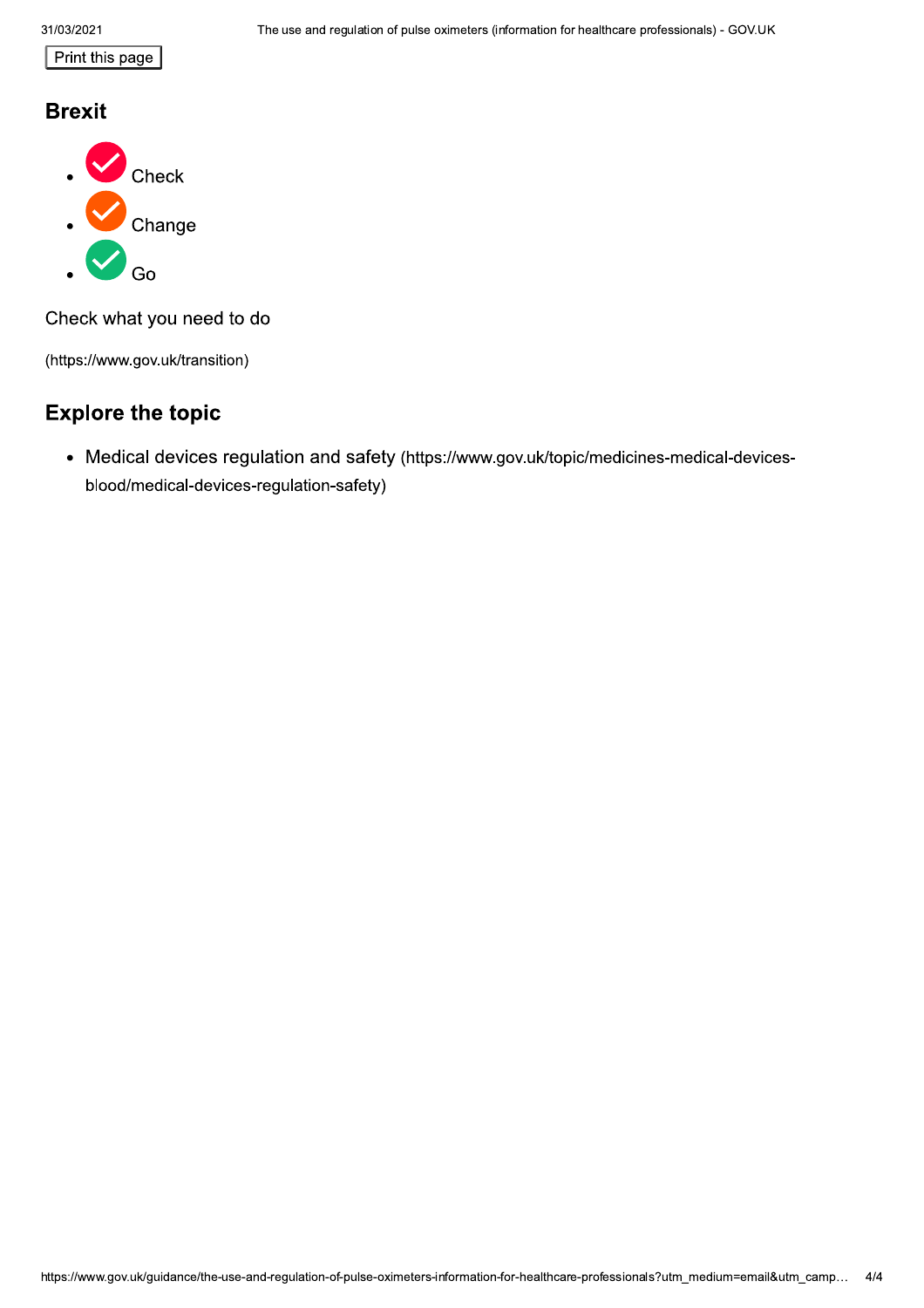Print this page

## Brexit

- Check
- Change
- Go

Check what you need to do

(https://www.gov.uk/transition)

## Explore the topic

- Medical devices regulation and safety (https://www.gov.uk/topic/medicines-medical-devices-blood/medical-devices-regulation-safety)